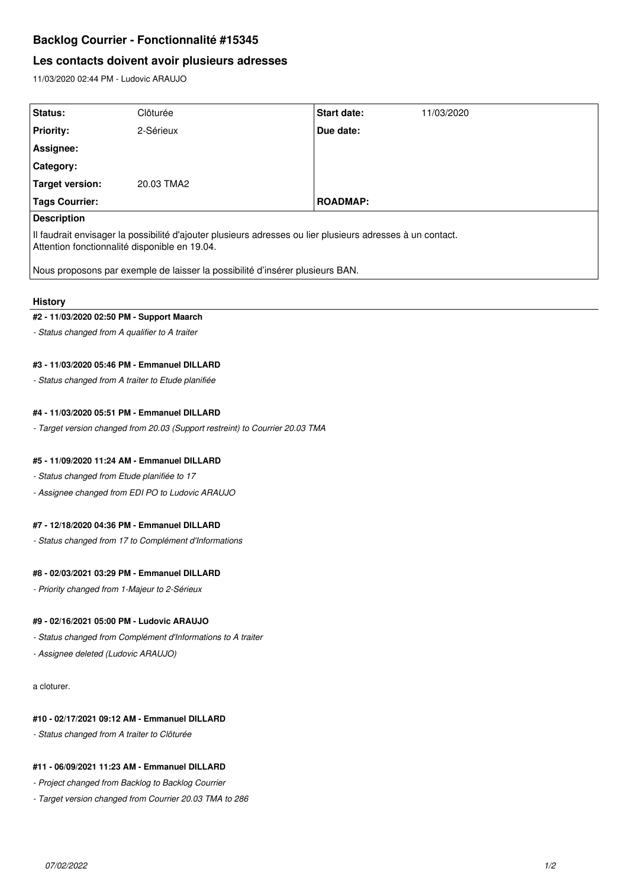# Backlog Courrier - Fonctionnalité #15345

## Les contacts doivent avoir plusieurs adresses

11/03/2020 02:44 PM - Ludovic ARAUJO

| | | | |
|---|---|---|---|
| **Status:** | Clôturée | **Start date:** | 11/03/2020 |
| **Priority:** | 2-Sérieux | **Due date:** | |
| **Assignee:** | | | |
| **Category:** | | | |
| **Target version:** | 20.03 TMA2 | | |
| **Tags Courrier:** | | **ROADMAP:** | |

**Description**

Il faudrait envisager la possibilité d'ajouter plusieurs adresses ou lier plusieurs adresses à un contact.
Attention fonctionnalité disponible en 19.04.

Nous proposons par exemple de laisser la possibilité d'insérer plusieurs BAN.

### History

#### #2 - 11/03/2020 02:50 PM - Support Maarch

*- Status changed from A qualifier to A traiter*

#### #3 - 11/03/2020 05:46 PM - Emmanuel DILLARD

*- Status changed from A traiter to Etude planifiée*

#### #4 - 11/03/2020 05:51 PM - Emmanuel DILLARD

*- Target version changed from 20.03 (Support restreint) to Courrier 20.03 TMA*

#### #5 - 11/09/2020 11:24 AM - Emmanuel DILLARD

*- Status changed from Etude planifiée to 17*

*- Assignee changed from EDI PO to Ludovic ARAUJO*

#### #7 - 12/18/2020 04:36 PM - Emmanuel DILLARD

*- Status changed from 17 to Complément d'Informations*

#### #8 - 02/03/2021 03:29 PM - Emmanuel DILLARD

*- Priority changed from 1-Majeur to 2-Sérieux*

#### #9 - 02/16/2021 05:00 PM - Ludovic ARAUJO

*- Status changed from Complément d'Informations to A traiter*

*- Assignee deleted (Ludovic ARAUJO)*

a cloturer.

#### #10 - 02/17/2021 09:12 AM - Emmanuel DILLARD

*- Status changed from A traiter to Clôturée*

#### #11 - 06/09/2021 11:23 AM - Emmanuel DILLARD

*- Project changed from Backlog to Backlog Courrier*

*- Target version changed from Courrier 20.03 TMA to 286*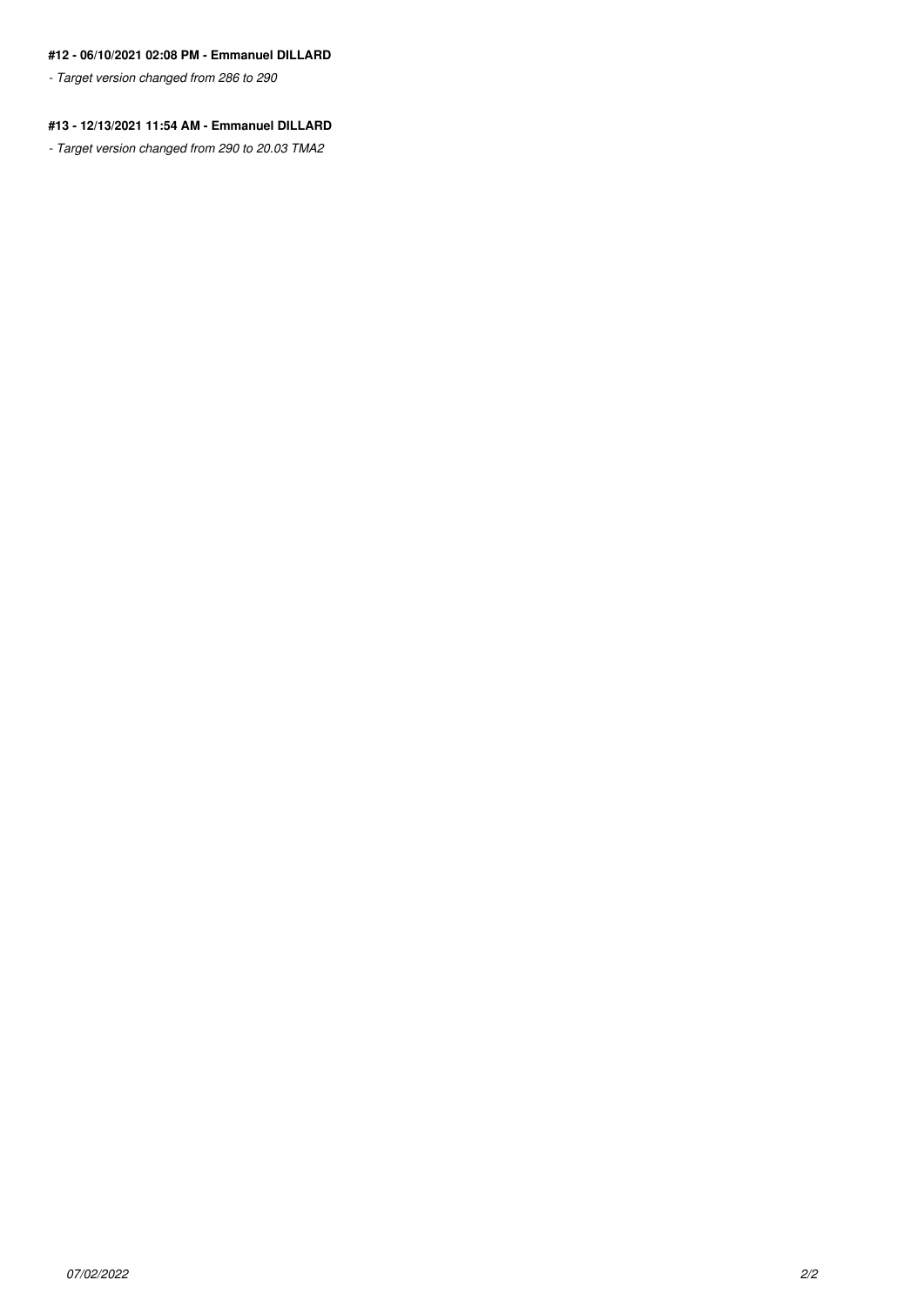**#12 - 06/10/2021 02:08 PM - Emmanuel DILLARD**

- *Target version changed from 286 to 290*

**#13 - 12/13/2021 11:54 AM - Emmanuel DILLARD**

- *Target version changed from 290 to 20.03 TMA2*